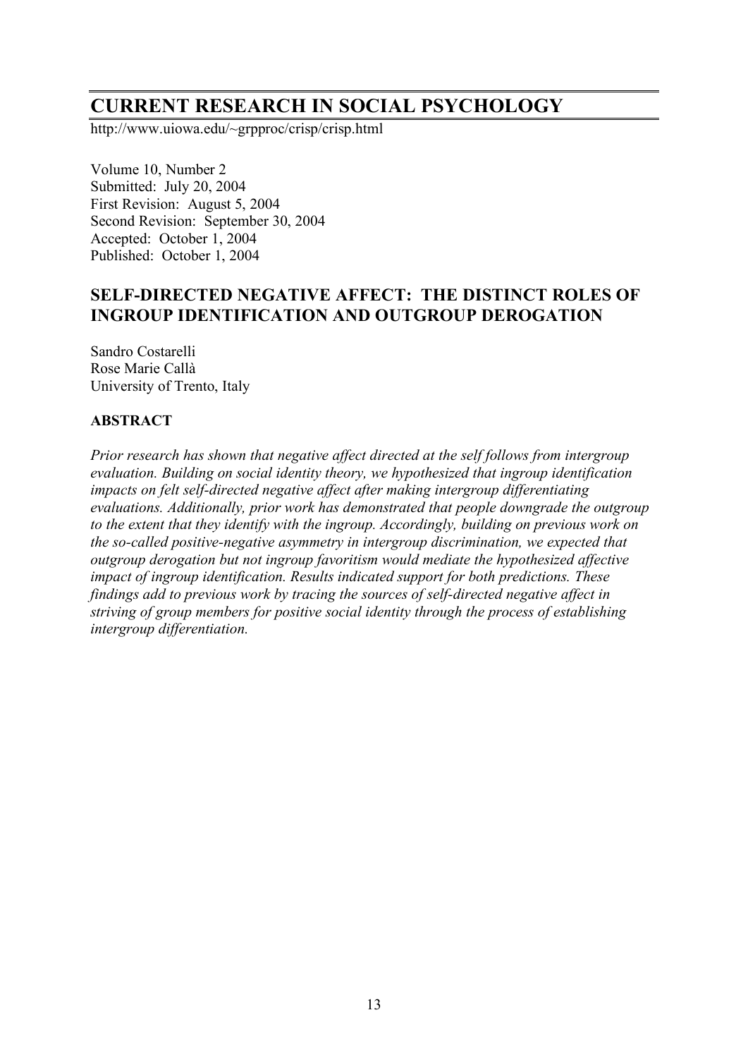# CURRENT RESEARCH IN SOCIAL PSYCHOLOGY

http://www.uiowa.edu/~grpproc/crisp/crisp.html

Volume 10, Number 2
Submitted: July 20, 2004
First Revision: August 5, 2004
Second Revision: September 30, 2004
Accepted: October 1, 2004
Published: October 1, 2004

## SELF-DIRECTED NEGATIVE AFFECT: THE DISTINCT ROLES OF INGROUP IDENTIFICATION AND OUTGROUP DEROGATION

Sandro Costarelli
Rose Marie Callà
University of Trento, Italy

### ABSTRACT

*Prior research has shown that negative affect directed at the self follows from intergroup evaluation. Building on social identity theory, we hypothesized that ingroup identification impacts on felt self-directed negative affect after making intergroup differentiating evaluations. Additionally, prior work has demonstrated that people downgrade the outgroup to the extent that they identify with the ingroup. Accordingly, building on previous work on the so-called positive-negative asymmetry in intergroup discrimination, we expected that outgroup derogation but not ingroup favoritism would mediate the hypothesized affective impact of ingroup identification. Results indicated support for both predictions. These findings add to previous work by tracing the sources of self-directed negative affect in striving of group members for positive social identity through the process of establishing intergroup differentiation.*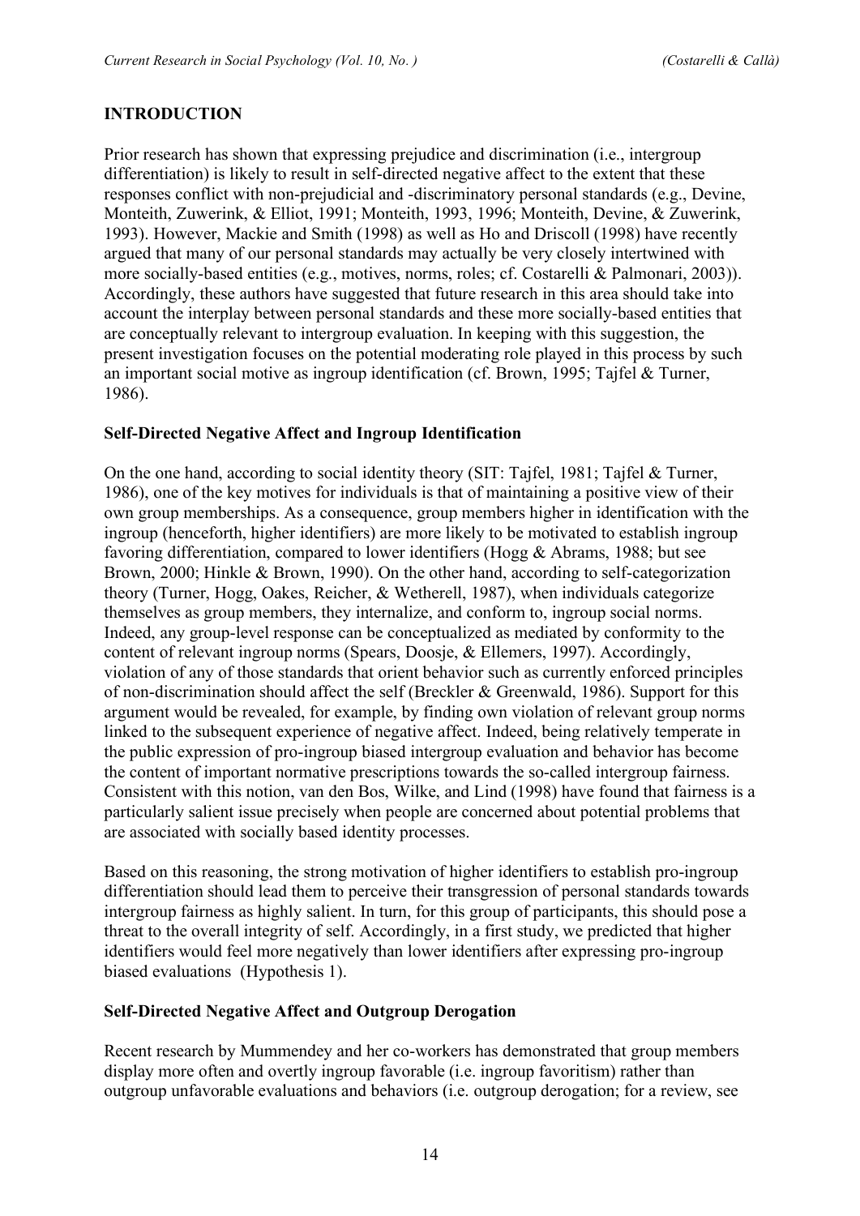## INTRODUCTION

Prior research has shown that expressing prejudice and discrimination (i.e., intergroup differentiation) is likely to result in self-directed negative affect to the extent that these responses conflict with non-prejudicial and -discriminatory personal standards (e.g., Devine, Monteith, Zuwerink, & Elliot, 1991; Monteith, 1993, 1996; Monteith, Devine, & Zuwerink, 1993). However, Mackie and Smith (1998) as well as Ho and Driscoll (1998) have recently argued that many of our personal standards may actually be very closely intertwined with more socially-based entities (e.g., motives, norms, roles; cf. Costarelli & Palmonari, 2003)). Accordingly, these authors have suggested that future research in this area should take into account the interplay between personal standards and these more socially-based entities that are conceptually relevant to intergroup evaluation. In keeping with this suggestion, the present investigation focuses on the potential moderating role played in this process by such an important social motive as ingroup identification (cf. Brown, 1995; Tajfel & Turner, 1986).

### Self-Directed Negative Affect and Ingroup Identification

On the one hand, according to social identity theory (SIT: Tajfel, 1981; Tajfel & Turner, 1986), one of the key motives for individuals is that of maintaining a positive view of their own group memberships. As a consequence, group members higher in identification with the ingroup (henceforth, higher identifiers) are more likely to be motivated to establish ingroup favoring differentiation, compared to lower identifiers (Hogg & Abrams, 1988; but see Brown, 2000; Hinkle & Brown, 1990). On the other hand, according to self-categorization theory (Turner, Hogg, Oakes, Reicher, & Wetherell, 1987), when individuals categorize themselves as group members, they internalize, and conform to, ingroup social norms. Indeed, any group-level response can be conceptualized as mediated by conformity to the content of relevant ingroup norms (Spears, Doosje, & Ellemers, 1997). Accordingly, violation of any of those standards that orient behavior such as currently enforced principles of non-discrimination should affect the self (Breckler & Greenwald, 1986). Support for this argument would be revealed, for example, by finding own violation of relevant group norms linked to the subsequent experience of negative affect. Indeed, being relatively temperate in the public expression of pro-ingroup biased intergroup evaluation and behavior has become the content of important normative prescriptions towards the so-called intergroup fairness. Consistent with this notion, van den Bos, Wilke, and Lind (1998) have found that fairness is a particularly salient issue precisely when people are concerned about potential problems that are associated with socially based identity processes.

Based on this reasoning, the strong motivation of higher identifiers to establish pro-ingroup differentiation should lead them to perceive their transgression of personal standards towards intergroup fairness as highly salient. In turn, for this group of participants, this should pose a threat to the overall integrity of self. Accordingly, in a first study, we predicted that higher identifiers would feel more negatively than lower identifiers after expressing pro-ingroup biased evaluations (Hypothesis 1).

### Self-Directed Negative Affect and Outgroup Derogation

Recent research by Mummendey and her co-workers has demonstrated that group members display more often and overtly ingroup favorable (i.e. ingroup favoritism) rather than outgroup unfavorable evaluations and behaviors (i.e. outgroup derogation; for a review, see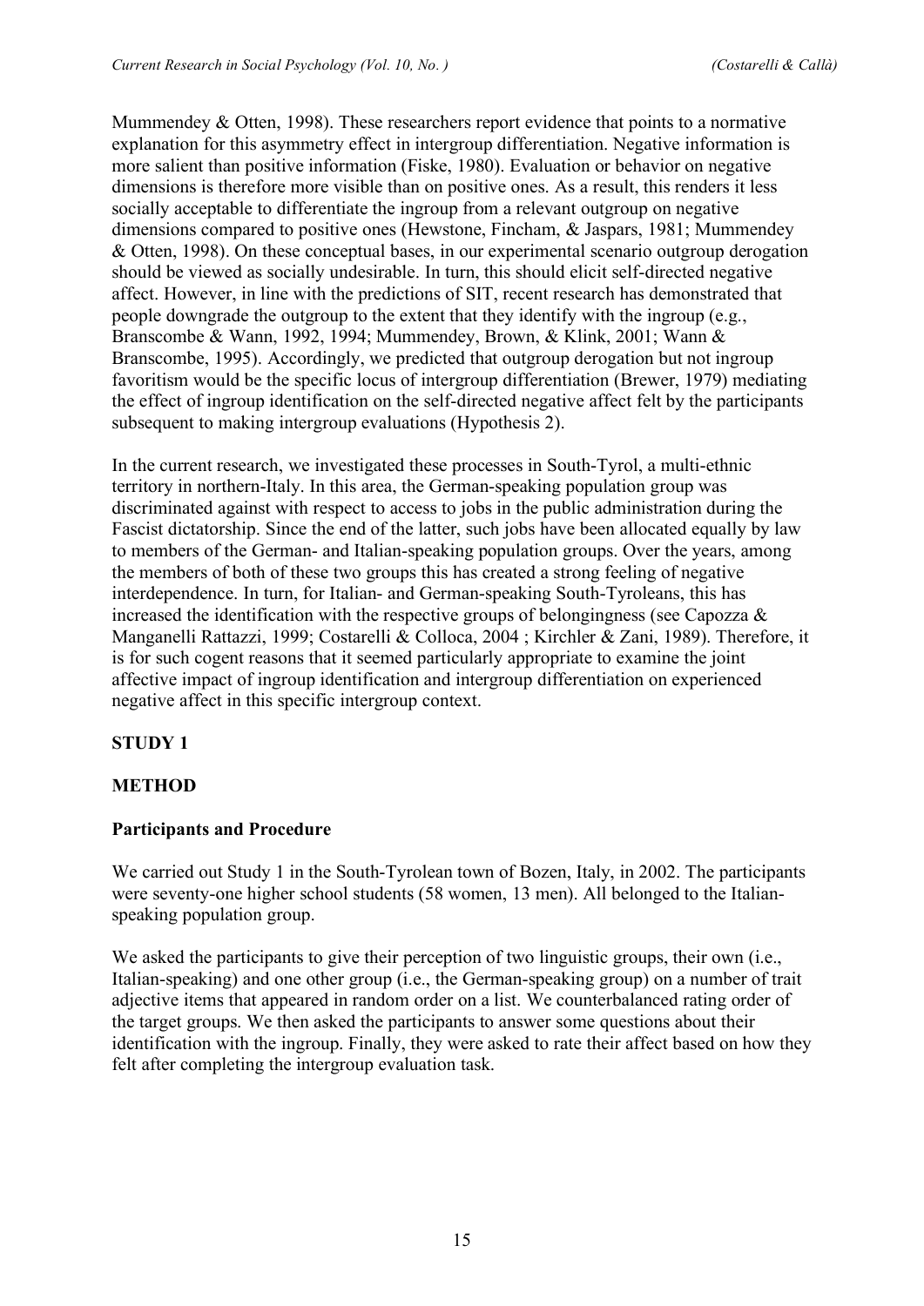Mummendey & Otten, 1998). These researchers report evidence that points to a normative explanation for this asymmetry effect in intergroup differentiation. Negative information is more salient than positive information (Fiske, 1980). Evaluation or behavior on negative dimensions is therefore more visible than on positive ones. As a result, this renders it less socially acceptable to differentiate the ingroup from a relevant outgroup on negative dimensions compared to positive ones (Hewstone, Fincham, & Jaspars, 1981; Mummendey & Otten, 1998). On these conceptual bases, in our experimental scenario outgroup derogation should be viewed as socially undesirable. In turn, this should elicit self-directed negative affect. However, in line with the predictions of SIT, recent research has demonstrated that people downgrade the outgroup to the extent that they identify with the ingroup (e.g., Branscombe & Wann, 1992, 1994; Mummendey, Brown, & Klink, 2001; Wann & Branscombe, 1995). Accordingly, we predicted that outgroup derogation but not ingroup favoritism would be the specific locus of intergroup differentiation (Brewer, 1979) mediating the effect of ingroup identification on the self-directed negative affect felt by the participants subsequent to making intergroup evaluations (Hypothesis 2).

In the current research, we investigated these processes in South-Tyrol, a multi-ethnic territory in northern-Italy. In this area, the German-speaking population group was discriminated against with respect to access to jobs in the public administration during the Fascist dictatorship. Since the end of the latter, such jobs have been allocated equally by law to members of the German- and Italian-speaking population groups. Over the years, among the members of both of these two groups this has created a strong feeling of negative interdependence. In turn, for Italian- and German-speaking South-Tyroleans, this has increased the identification with the respective groups of belongingness (see Capozza & Manganelli Rattazzi, 1999; Costarelli & Colloca, 2004 ; Kirchler & Zani, 1989). Therefore, it is for such cogent reasons that it seemed particularly appropriate to examine the joint affective impact of ingroup identification and intergroup differentiation on experienced negative affect in this specific intergroup context.

## STUDY 1

## METHOD

### Participants and Procedure

We carried out Study 1 in the South-Tyrolean town of Bozen, Italy, in 2002. The participants were seventy-one higher school students (58 women, 13 men). All belonged to the Italian-speaking population group.

We asked the participants to give their perception of two linguistic groups, their own (i.e., Italian-speaking) and one other group (i.e., the German-speaking group) on a number of trait adjective items that appeared in random order on a list. We counterbalanced rating order of the target groups. We then asked the participants to answer some questions about their identification with the ingroup. Finally, they were asked to rate their affect based on how they felt after completing the intergroup evaluation task.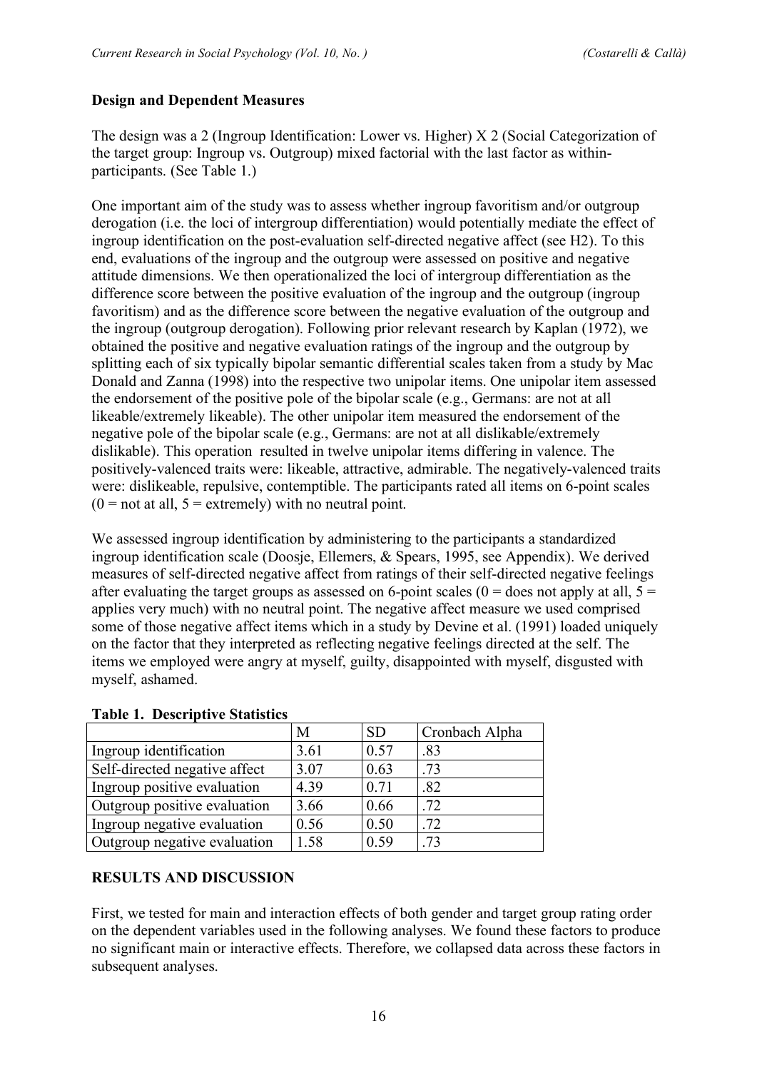### Design and Dependent Measures

The design was a 2 (Ingroup Identification: Lower vs. Higher) X 2 (Social Categorization of the target group: Ingroup vs. Outgroup) mixed factorial with the last factor as within-participants. (See Table 1.)

One important aim of the study was to assess whether ingroup favoritism and/or outgroup derogation (i.e. the loci of intergroup differentiation) would potentially mediate the effect of ingroup identification on the post-evaluation self-directed negative affect (see H2). To this end, evaluations of the ingroup and the outgroup were assessed on positive and negative attitude dimensions. We then operationalized the loci of intergroup differentiation as the difference score between the positive evaluation of the ingroup and the outgroup (ingroup favoritism) and as the difference score between the negative evaluation of the outgroup and the ingroup (outgroup derogation). Following prior relevant research by Kaplan (1972), we obtained the positive and negative evaluation ratings of the ingroup and the outgroup by splitting each of six typically bipolar semantic differential scales taken from a study by Mac Donald and Zanna (1998) into the respective two unipolar items. One unipolar item assessed the endorsement of the positive pole of the bipolar scale (e.g., Germans: are not at all likeable/extremely likeable). The other unipolar item measured the endorsement of the negative pole of the bipolar scale (e.g., Germans: are not at all dislikable/extremely dislikable). This operation resulted in twelve unipolar items differing in valence. The positively-valenced traits were: likeable, attractive, admirable. The negatively-valenced traits were: dislikeable, repulsive, contemptible. The participants rated all items on 6-point scales (0 = not at all, 5 = extremely) with no neutral point.

We assessed ingroup identification by administering to the participants a standardized ingroup identification scale (Doosje, Ellemers, & Spears, 1995, see Appendix). We derived measures of self-directed negative affect from ratings of their self-directed negative feelings after evaluating the target groups as assessed on 6-point scales (0 = does not apply at all, 5 = applies very much) with no neutral point. The negative affect measure we used comprised some of those negative affect items which in a study by Devine et al. (1991) loaded uniquely on the factor that they interpreted as reflecting negative feelings directed at the self. The items we employed were angry at myself, guilty, disappointed with myself, disgusted with myself, ashamed.

**Table 1. Descriptive Statistics**

| | M | SD | Cronbach Alpha |
|---|---|---|---|
| Ingroup identification | 3.61 | 0.57 | .83 |
| Self-directed negative affect | 3.07 | 0.63 | .73 |
| Ingroup positive evaluation | 4.39 | 0.71 | .82 |
| Outgroup positive evaluation | 3.66 | 0.66 | .72 |
| Ingroup negative evaluation | 0.56 | 0.50 | .72 |
| Outgroup negative evaluation | 1.58 | 0.59 | .73 |

### RESULTS AND DISCUSSION

First, we tested for main and interaction effects of both gender and target group rating order on the dependent variables used in the following analyses. We found these factors to produce no significant main or interactive effects. Therefore, we collapsed data across these factors in subsequent analyses.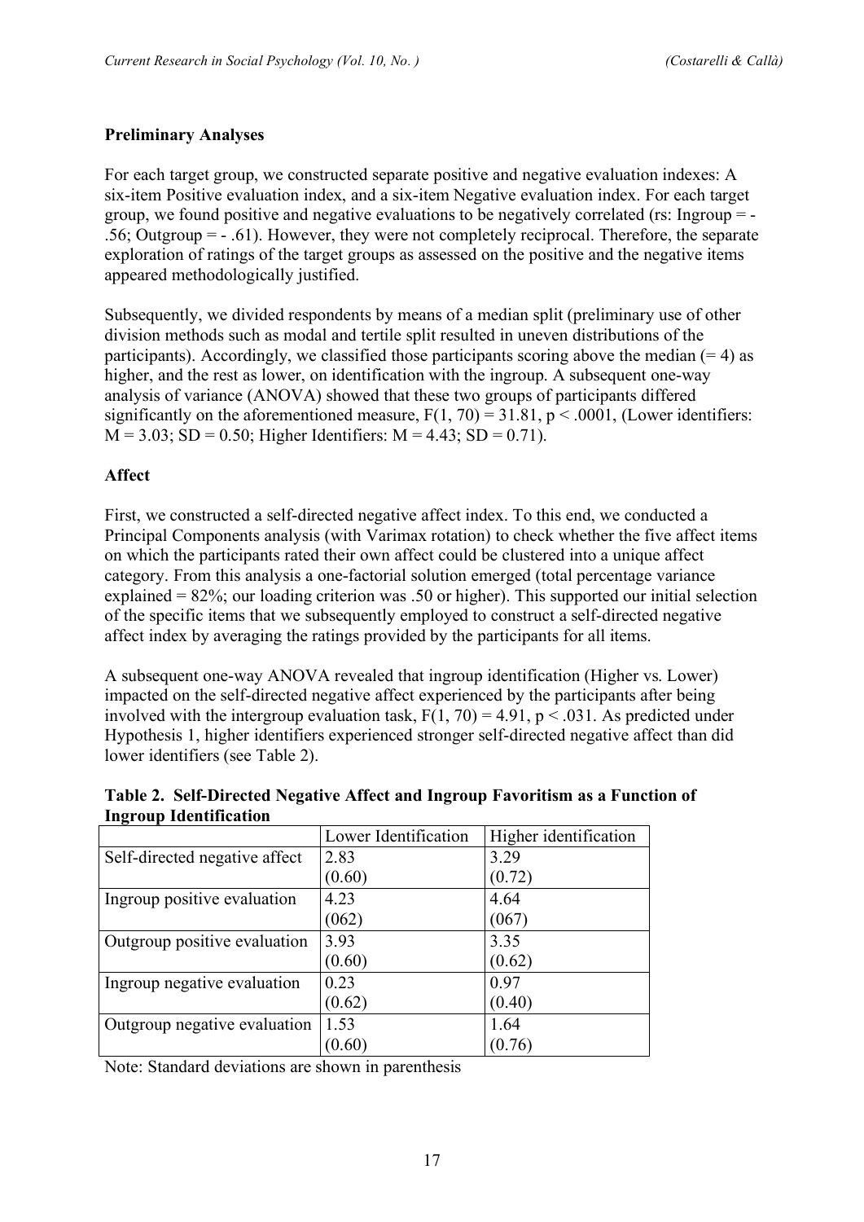### Preliminary Analyses

For each target group, we constructed separate positive and negative evaluation indexes: A six-item Positive evaluation index, and a six-item Negative evaluation index. For each target group, we found positive and negative evaluations to be negatively correlated (rs: Ingroup = - .56; Outgroup = - .61). However, they were not completely reciprocal. Therefore, the separate exploration of ratings of the target groups as assessed on the positive and the negative items appeared methodologically justified.

Subsequently, we divided respondents by means of a median split (preliminary use of other division methods such as modal and tertile split resulted in uneven distributions of the participants). Accordingly, we classified those participants scoring above the median (= 4) as higher, and the rest as lower, on identification with the ingroup. A subsequent one-way analysis of variance (ANOVA) showed that these two groups of participants differed significantly on the aforementioned measure, $F(1, 70) = 31.81$, $p < .0001$, (Lower identifiers: $M = 3.03$; $SD = 0.50$; Higher Identifiers: $M = 4.43$; $SD = 0.71$).

### Affect

First, we constructed a self-directed negative affect index. To this end, we conducted a Principal Components analysis (with Varimax rotation) to check whether the five affect items on which the participants rated their own affect could be clustered into a unique affect category. From this analysis a one-factorial solution emerged (total percentage variance explained = 82%; our loading criterion was .50 or higher). This supported our initial selection of the specific items that we subsequently employed to construct a self-directed negative affect index by averaging the ratings provided by the participants for all items.

A subsequent one-way ANOVA revealed that ingroup identification (Higher vs. Lower) impacted on the self-directed negative affect experienced by the participants after being involved with the intergroup evaluation task, $F(1, 70) = 4.91$, $p < .031$. As predicted under Hypothesis 1, higher identifiers experienced stronger self-directed negative affect than did lower identifiers (see Table 2).

**Table 2. Self-Directed Negative Affect and Ingroup Favoritism as a Function of Ingroup Identification**

| | Lower Identification | Higher identification |
|---|---|---|
| Self-directed negative affect | 2.83 (0.60) | 3.29 (0.72) |
| Ingroup positive evaluation | 4.23 (062) | 4.64 (067) |
| Outgroup positive evaluation | 3.93 (0.60) | 3.35 (0.62) |
| Ingroup negative evaluation | 0.23 (0.62) | 0.97 (0.40) |
| Outgroup negative evaluation | 1.53 (0.60) | 1.64 (0.76) |

Note: Standard deviations are shown in parenthesis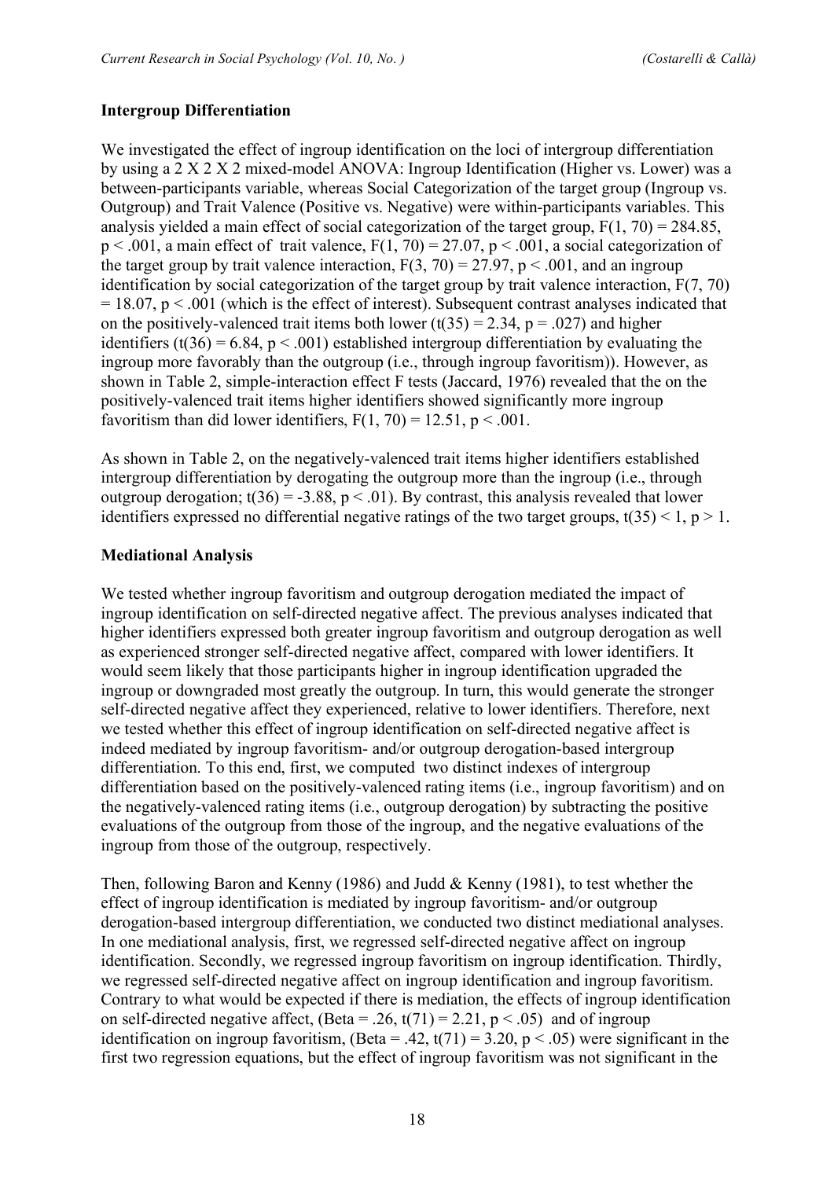### Intergroup Differentiation

We investigated the effect of ingroup identification on the loci of intergroup differentiation by using a 2 X 2 X 2 mixed-model ANOVA: Ingroup Identification (Higher vs. Lower) was a between-participants variable, whereas Social Categorization of the target group (Ingroup vs. Outgroup) and Trait Valence (Positive vs. Negative) were within-participants variables. This analysis yielded a main effect of social categorization of the target group, $F(1, 70) = 284.85$, $p < .001$, a main effect of trait valence, $F(1, 70) = 27.07$, $p < .001$, a social categorization of the target group by trait valence interaction, $F(3, 70) = 27.97$, $p < .001$, and an ingroup identification by social categorization of the target group by trait valence interaction, $F(7, 70) = 18.07$, $p < .001$ (which is the effect of interest). Subsequent contrast analyses indicated that on the positively-valenced trait items both lower ($t(35) = 2.34$, $p = .027$) and higher identifiers ($t(36) = 6.84$, $p < .001$) established intergroup differentiation by evaluating the ingroup more favorably than the outgroup (i.e., through ingroup favoritism)). However, as shown in Table 2, simple-interaction effect F tests (Jaccard, 1976) revealed that the on the positively-valenced trait items higher identifiers showed significantly more ingroup favoritism than did lower identifiers, $F(1, 70) = 12.51$, $p < .001$.

As shown in Table 2, on the negatively-valenced trait items higher identifiers established intergroup differentiation by derogating the outgroup more than the ingroup (i.e., through outgroup derogation; $t(36) = -3.88$, $p < .01$). By contrast, this analysis revealed that lower identifiers expressed no differential negative ratings of the two target groups, $t(35) < 1$, $p > 1$.

### Mediational Analysis

We tested whether ingroup favoritism and outgroup derogation mediated the impact of ingroup identification on self-directed negative affect. The previous analyses indicated that higher identifiers expressed both greater ingroup favoritism and outgroup derogation as well as experienced stronger self-directed negative affect, compared with lower identifiers. It would seem likely that those participants higher in ingroup identification upgraded the ingroup or downgraded most greatly the outgroup. In turn, this would generate the stronger self-directed negative affect they experienced, relative to lower identifiers. Therefore, next we tested whether this effect of ingroup identification on self-directed negative affect is indeed mediated by ingroup favoritism- and/or outgroup derogation-based intergroup differentiation. To this end, first, we computed two distinct indexes of intergroup differentiation based on the positively-valenced rating items (i.e., ingroup favoritism) and on the negatively-valenced rating items (i.e., outgroup derogation) by subtracting the positive evaluations of the outgroup from those of the ingroup, and the negative evaluations of the ingroup from those of the outgroup, respectively.

Then, following Baron and Kenny (1986) and Judd & Kenny (1981), to test whether the effect of ingroup identification is mediated by ingroup favoritism- and/or outgroup derogation-based intergroup differentiation, we conducted two distinct mediational analyses. In one mediational analysis, first, we regressed self-directed negative affect on ingroup identification. Secondly, we regressed ingroup favoritism on ingroup identification. Thirdly, we regressed self-directed negative affect on ingroup identification and ingroup favoritism. Contrary to what would be expected if there is mediation, the effects of ingroup identification on self-directed negative affect, (Beta = .26, $t(71) = 2.21$, $p < .05$) and of ingroup identification on ingroup favoritism, (Beta = .42, $t(71) = 3.20$, $p < .05$) were significant in the first two regression equations, but the effect of ingroup favoritism was not significant in the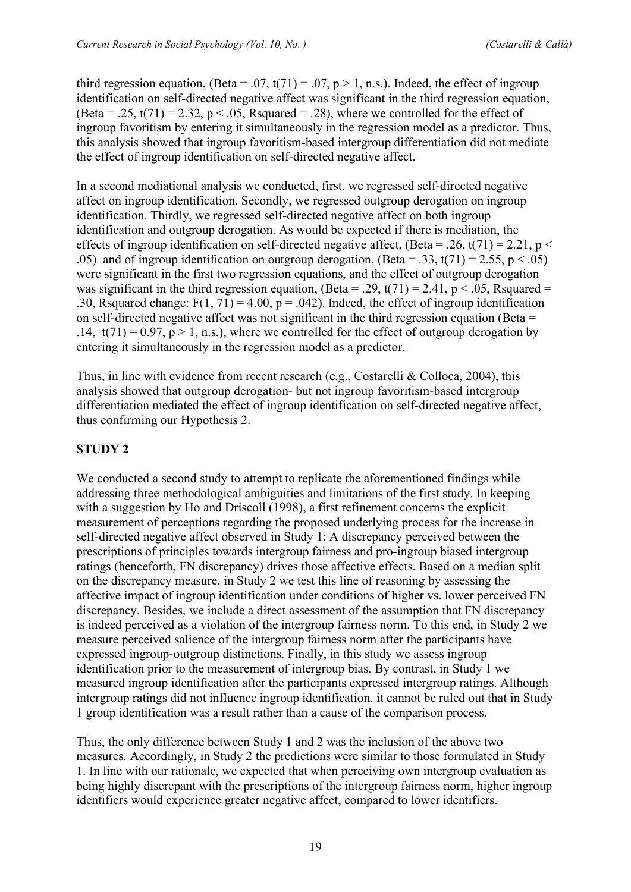third regression equation, (Beta = .07, $t(71) = .07$, $p > 1$, n.s.). Indeed, the effect of ingroup identification on self-directed negative affect was significant in the third regression equation, (Beta = .25, $t(71) = 2.32$, $p < .05$, Rsquared = .28), where we controlled for the effect of ingroup favoritism by entering it simultaneously in the regression model as a predictor. Thus, this analysis showed that ingroup favoritism-based intergroup differentiation did not mediate the effect of ingroup identification on self-directed negative affect.

In a second mediational analysis we conducted, first, we regressed self-directed negative affect on ingroup identification. Secondly, we regressed outgroup derogation on ingroup identification. Thirdly, we regressed self-directed negative affect on both ingroup identification and outgroup derogation. As would be expected if there is mediation, the effects of ingroup identification on self-directed negative affect, (Beta = .26, $t(71) = 2.21$, $p < .05$) and of ingroup identification on outgroup derogation, (Beta = .33, $t(71) = 2.55$, $p < .05$) were significant in the first two regression equations, and the effect of outgroup derogation was significant in the third regression equation, (Beta = .29, $t(71) = 2.41$, $p < .05$, Rsquared = .30, Rsquared change: $F(1, 71) = 4.00$, $p = .042$). Indeed, the effect of ingroup identification on self-directed negative affect was not significant in the third regression equation (Beta = .14, $t(71) = 0.97$, $p > 1$, n.s.), where we controlled for the effect of outgroup derogation by entering it simultaneously in the regression model as a predictor.

Thus, in line with evidence from recent research (e.g., Costarelli & Colloca, 2004), this analysis showed that outgroup derogation- but not ingroup favoritism-based intergroup differentiation mediated the effect of ingroup identification on self-directed negative affect, thus confirming our Hypothesis 2.

## STUDY 2

We conducted a second study to attempt to replicate the aforementioned findings while addressing three methodological ambiguities and limitations of the first study. In keeping with a suggestion by Ho and Driscoll (1998), a first refinement concerns the explicit measurement of perceptions regarding the proposed underlying process for the increase in self-directed negative affect observed in Study 1: A discrepancy perceived between the prescriptions of principles towards intergroup fairness and pro-ingroup biased intergroup ratings (henceforth, FN discrepancy) drives those affective effects. Based on a median split on the discrepancy measure, in Study 2 we test this line of reasoning by assessing the affective impact of ingroup identification under conditions of higher vs. lower perceived FN discrepancy. Besides, we include a direct assessment of the assumption that FN discrepancy is indeed perceived as a violation of the intergroup fairness norm. To this end, in Study 2 we measure perceived salience of the intergroup fairness norm after the participants have expressed ingroup-outgroup distinctions. Finally, in this study we assess ingroup identification prior to the measurement of intergroup bias. By contrast, in Study 1 we measured ingroup identification after the participants expressed intergroup ratings. Although intergroup ratings did not influence ingroup identification, it cannot be ruled out that in Study 1 group identification was a result rather than a cause of the comparison process.

Thus, the only difference between Study 1 and 2 was the inclusion of the above two measures. Accordingly, in Study 2 the predictions were similar to those formulated in Study 1. In line with our rationale, we expected that when perceiving own intergroup evaluation as being highly discrepant with the prescriptions of the intergroup fairness norm, higher ingroup identifiers would experience greater negative affect, compared to lower identifiers.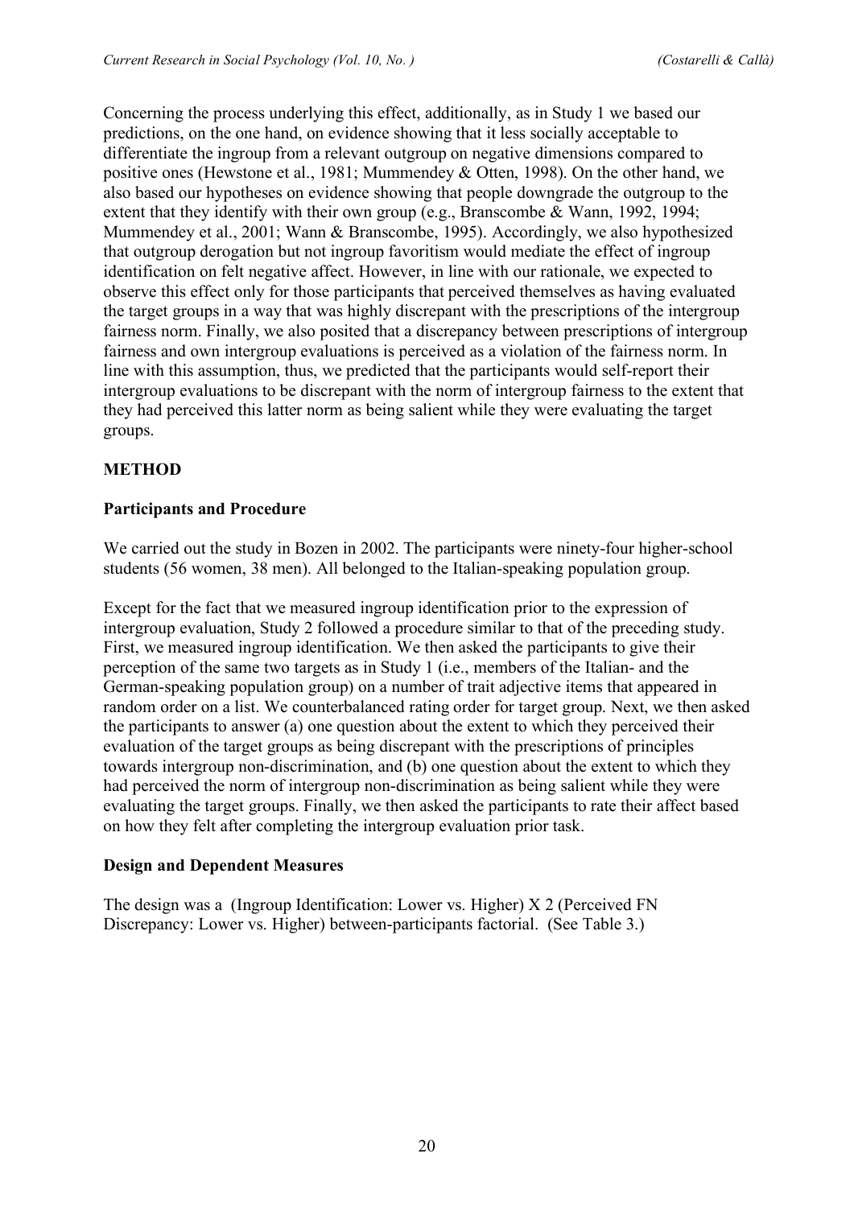Concerning the process underlying this effect, additionally, as in Study 1 we based our predictions, on the one hand, on evidence showing that it less socially acceptable to differentiate the ingroup from a relevant outgroup on negative dimensions compared to positive ones (Hewstone et al., 1981; Mummendey & Otten, 1998). On the other hand, we also based our hypotheses on evidence showing that people downgrade the outgroup to the extent that they identify with their own group (e.g., Branscombe & Wann, 1992, 1994; Mummendey et al., 2001; Wann & Branscombe, 1995). Accordingly, we also hypothesized that outgroup derogation but not ingroup favoritism would mediate the effect of ingroup identification on felt negative affect. However, in line with our rationale, we expected to observe this effect only for those participants that perceived themselves as having evaluated the target groups in a way that was highly discrepant with the prescriptions of the intergroup fairness norm. Finally, we also posited that a discrepancy between prescriptions of intergroup fairness and own intergroup evaluations is perceived as a violation of the fairness norm. In line with this assumption, thus, we predicted that the participants would self-report their intergroup evaluations to be discrepant with the norm of intergroup fairness to the extent that they had perceived this latter norm as being salient while they were evaluating the target groups.

## METHOD

### Participants and Procedure

We carried out the study in Bozen in 2002. The participants were ninety-four higher-school students (56 women, 38 men). All belonged to the Italian-speaking population group.

Except for the fact that we measured ingroup identification prior to the expression of intergroup evaluation, Study 2 followed a procedure similar to that of the preceding study. First, we measured ingroup identification. We then asked the participants to give their perception of the same two targets as in Study 1 (i.e., members of the Italian- and the German-speaking population group) on a number of trait adjective items that appeared in random order on a list. We counterbalanced rating order for target group. Next, we then asked the participants to answer (a) one question about the extent to which they perceived their evaluation of the target groups as being discrepant with the prescriptions of principles towards intergroup non-discrimination, and (b) one question about the extent to which they had perceived the norm of intergroup non-discrimination as being salient while they were evaluating the target groups. Finally, we then asked the participants to rate their affect based on how they felt after completing the intergroup evaluation prior task.

### Design and Dependent Measures

The design was a (Ingroup Identification: Lower vs. Higher) X 2 (Perceived FN Discrepancy: Lower vs. Higher) between-participants factorial. (See Table 3.)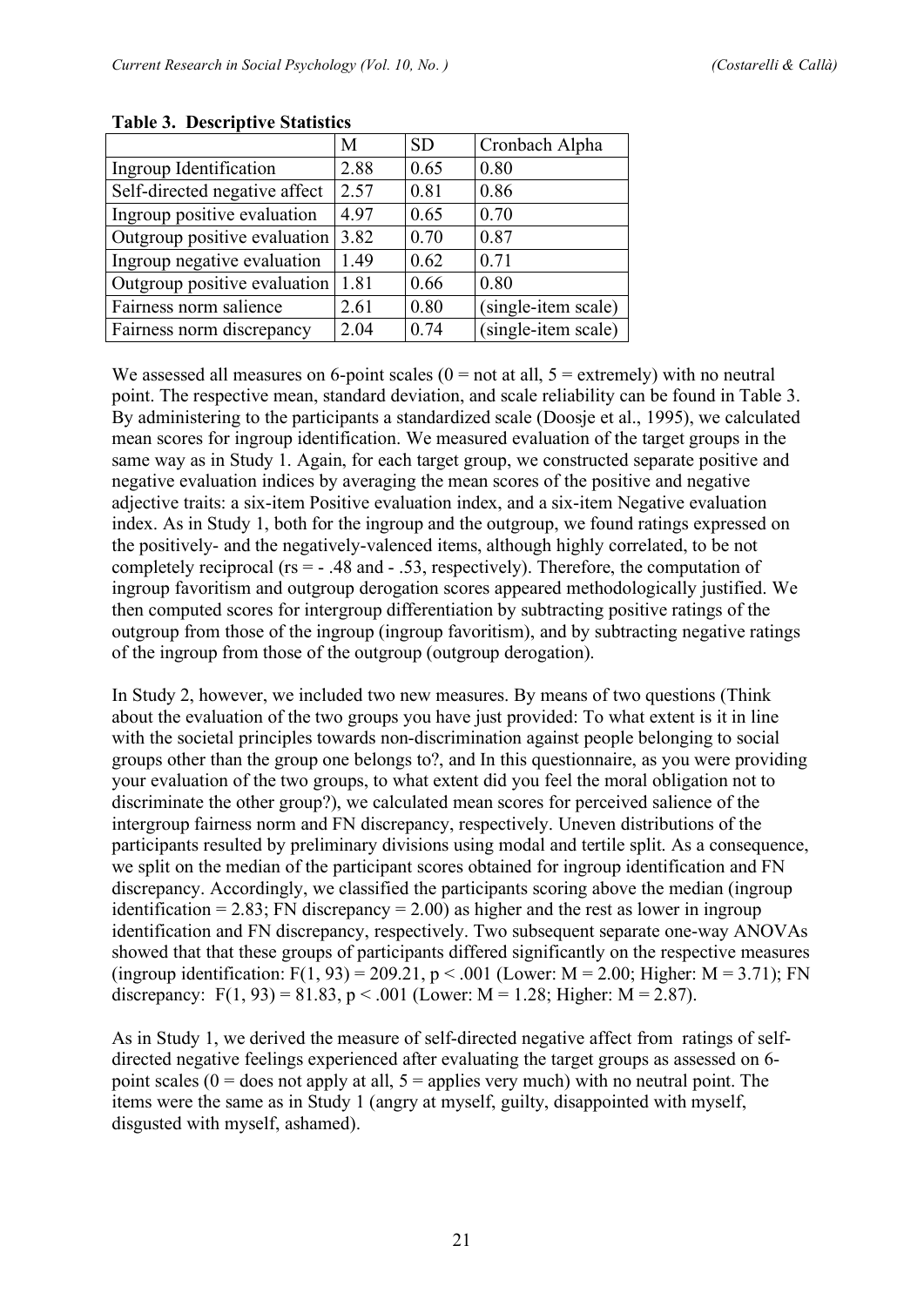**Table 3. Descriptive Statistics**

| | M | SD | Cronbach Alpha |
|---|---|---|---|
| Ingroup Identification | 2.88 | 0.65 | 0.80 |
| Self-directed negative affect | 2.57 | 0.81 | 0.86 |
| Ingroup positive evaluation | 4.97 | 0.65 | 0.70 |
| Outgroup positive evaluation | 3.82 | 0.70 | 0.87 |
| Ingroup negative evaluation | 1.49 | 0.62 | 0.71 |
| Outgroup positive evaluation | 1.81 | 0.66 | 0.80 |
| Fairness norm salience | 2.61 | 0.80 | (single-item scale) |
| Fairness norm discrepancy | 2.04 | 0.74 | (single-item scale) |

We assessed all measures on 6-point scales (0 = not at all, 5 = extremely) with no neutral point. The respective mean, standard deviation, and scale reliability can be found in Table 3. By administering to the participants a standardized scale (Doosje et al., 1995), we calculated mean scores for ingroup identification. We measured evaluation of the target groups in the same way as in Study 1. Again, for each target group, we constructed separate positive and negative evaluation indices by averaging the mean scores of the positive and negative adjective traits: a six-item Positive evaluation index, and a six-item Negative evaluation index. As in Study 1, both for the ingroup and the outgroup, we found ratings expressed on the positively- and the negatively-valenced items, although highly correlated, to be not completely reciprocal (rs = - .48 and - .53, respectively). Therefore, the computation of ingroup favoritism and outgroup derogation scores appeared methodologically justified. We then computed scores for intergroup differentiation by subtracting positive ratings of the outgroup from those of the ingroup (ingroup favoritism), and by subtracting negative ratings of the ingroup from those of the outgroup (outgroup derogation).

In Study 2, however, we included two new measures. By means of two questions (Think about the evaluation of the two groups you have just provided: To what extent is it in line with the societal principles towards non-discrimination against people belonging to social groups other than the group one belongs to?, and In this questionnaire, as you were providing your evaluation of the two groups, to what extent did you feel the moral obligation not to discriminate the other group?), we calculated mean scores for perceived salience of the intergroup fairness norm and FN discrepancy, respectively. Uneven distributions of the participants resulted by preliminary divisions using modal and tertile split. As a consequence, we split on the median of the participant scores obtained for ingroup identification and FN discrepancy. Accordingly, we classified the participants scoring above the median (ingroup identification = 2.83; FN discrepancy = 2.00) as higher and the rest as lower in ingroup identification and FN discrepancy, respectively. Two subsequent separate one-way ANOVAs showed that that these groups of participants differed significantly on the respective measures (ingroup identification: $F(1, 93) = 209.21$, $p < .001$ (Lower: $M = 2.00$; Higher: $M = 3.71$); FN discrepancy: $F(1, 93) = 81.83$, $p < .001$ (Lower: $M = 1.28$; Higher: $M = 2.87$).

As in Study 1, we derived the measure of self-directed negative affect from ratings of self-directed negative feelings experienced after evaluating the target groups as assessed on 6-point scales (0 = does not apply at all, 5 = applies very much) with no neutral point. The items were the same as in Study 1 (angry at myself, guilty, disappointed with myself, disgusted with myself, ashamed).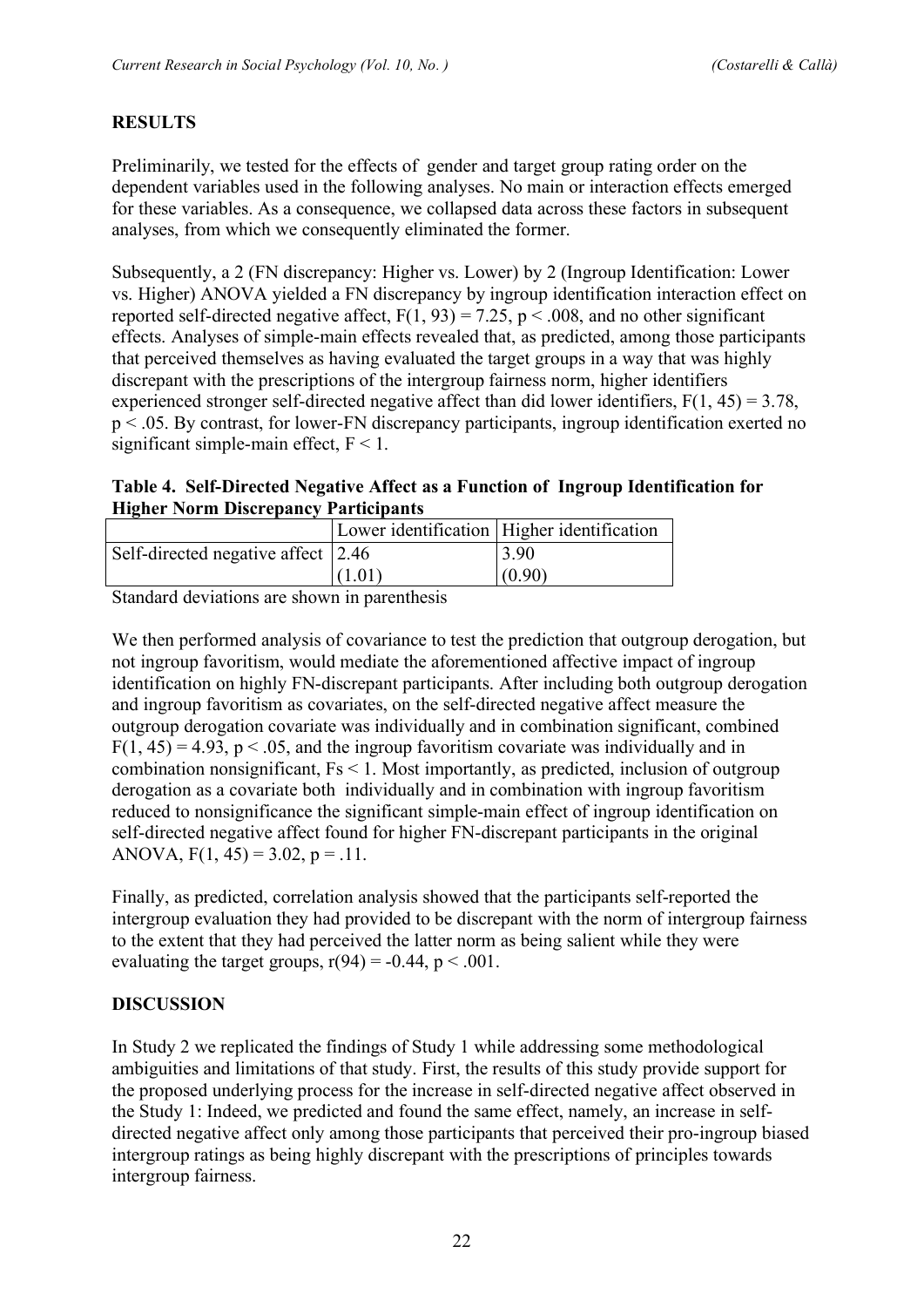## RESULTS

Preliminarily, we tested for the effects of gender and target group rating order on the dependent variables used in the following analyses. No main or interaction effects emerged for these variables. As a consequence, we collapsed data across these factors in subsequent analyses, from which we consequently eliminated the former.

Subsequently, a 2 (FN discrepancy: Higher vs. Lower) by 2 (Ingroup Identification: Lower vs. Higher) ANOVA yielded a FN discrepancy by ingroup identification interaction effect on reported self-directed negative affect, $F(1, 93) = 7.25$, $p < .008$, and no other significant effects. Analyses of simple-main effects revealed that, as predicted, among those participants that perceived themselves as having evaluated the target groups in a way that was highly discrepant with the prescriptions of the intergroup fairness norm, higher identifiers experienced stronger self-directed negative affect than did lower identifiers, $F(1, 45) = 3.78$, $p < .05$. By contrast, for lower-FN discrepancy participants, ingroup identification exerted no significant simple-main effect, $F < 1$.

**Table 4. Self-Directed Negative Affect as a Function of Ingroup Identification for Higher Norm Discrepancy Participants**

| | Lower identification | Higher identification |
|---|---|---|
| Self-directed negative affect | 2.46 | 3.90 |
| | (1.01) | (0.90) |

Standard deviations are shown in parenthesis

We then performed analysis of covariance to test the prediction that outgroup derogation, but not ingroup favoritism, would mediate the aforementioned affective impact of ingroup identification on highly FN-discrepant participants. After including both outgroup derogation and ingroup favoritism as covariates, on the self-directed negative affect measure the outgroup derogation covariate was individually and in combination significant, combined $F(1, 45) = 4.93$, $p < .05$, and the ingroup favoritism covariate was individually and in combination nonsignificant, $Fs < 1$. Most importantly, as predicted, inclusion of outgroup derogation as a covariate both individually and in combination with ingroup favoritism reduced to nonsignificance the significant simple-main effect of ingroup identification on self-directed negative affect found for higher FN-discrepant participants in the original ANOVA, $F(1, 45) = 3.02$, $p = .11$.

Finally, as predicted, correlation analysis showed that the participants self-reported the intergroup evaluation they had provided to be discrepant with the norm of intergroup fairness to the extent that they had perceived the latter norm as being salient while they were evaluating the target groups, $r(94) = -0.44$, $p < .001$.

## DISCUSSION

In Study 2 we replicated the findings of Study 1 while addressing some methodological ambiguities and limitations of that study. First, the results of this study provide support for the proposed underlying process for the increase in self-directed negative affect observed in the Study 1: Indeed, we predicted and found the same effect, namely, an increase in self-directed negative affect only among those participants that perceived their pro-ingroup biased intergroup ratings as being highly discrepant with the prescriptions of principles towards intergroup fairness.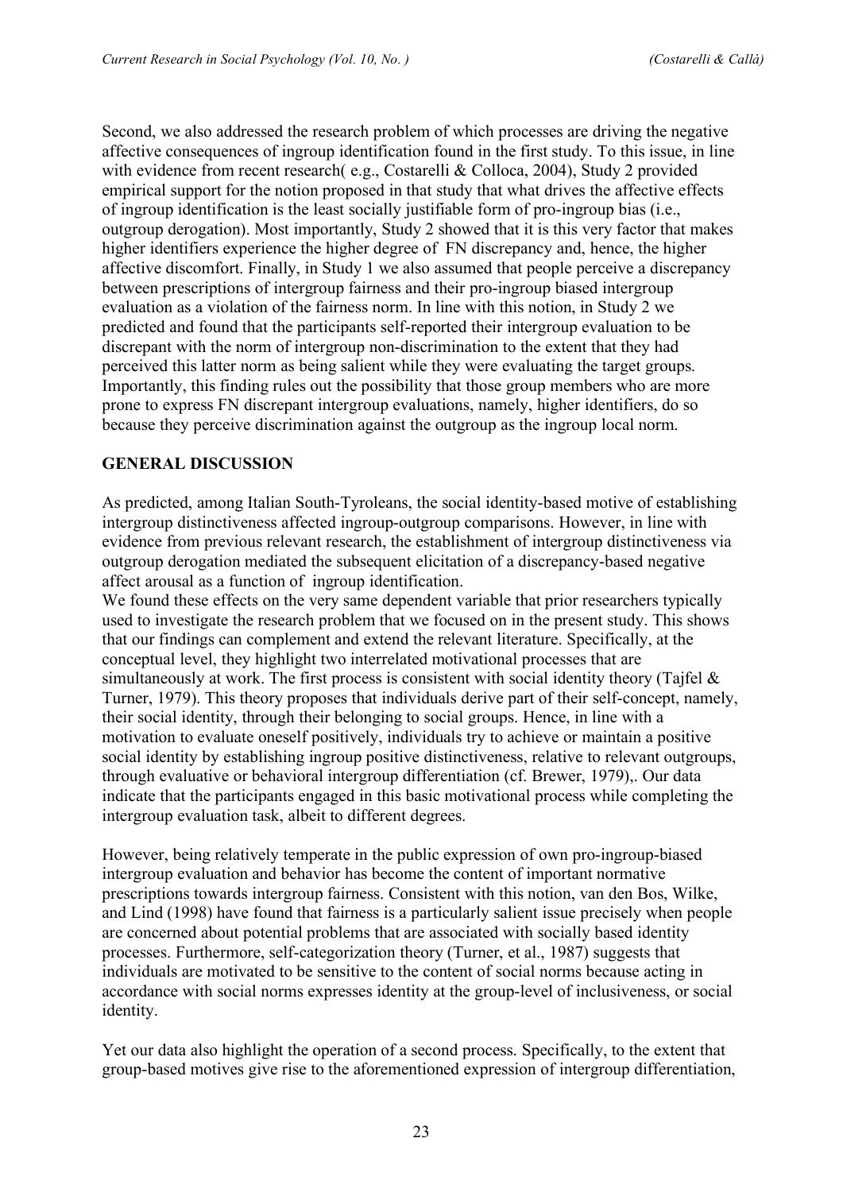Second, we also addressed the research problem of which processes are driving the negative affective consequences of ingroup identification found in the first study. To this issue, in line with evidence from recent research( e.g., Costarelli & Colloca, 2004), Study 2 provided empirical support for the notion proposed in that study that what drives the affective effects of ingroup identification is the least socially justifiable form of pro-ingroup bias (i.e., outgroup derogation). Most importantly, Study 2 showed that it is this very factor that makes higher identifiers experience the higher degree of FN discrepancy and, hence, the higher affective discomfort. Finally, in Study 1 we also assumed that people perceive a discrepancy between prescriptions of intergroup fairness and their pro-ingroup biased intergroup evaluation as a violation of the fairness norm. In line with this notion, in Study 2 we predicted and found that the participants self-reported their intergroup evaluation to be discrepant with the norm of intergroup non-discrimination to the extent that they had perceived this latter norm as being salient while they were evaluating the target groups. Importantly, this finding rules out the possibility that those group members who are more prone to express FN discrepant intergroup evaluations, namely, higher identifiers, do so because they perceive discrimination against the outgroup as the ingroup local norm.

## GENERAL DISCUSSION

As predicted, among Italian South-Tyroleans, the social identity-based motive of establishing intergroup distinctiveness affected ingroup-outgroup comparisons. However, in line with evidence from previous relevant research, the establishment of intergroup distinctiveness via outgroup derogation mediated the subsequent elicitation of a discrepancy-based negative affect arousal as a function of ingroup identification.

We found these effects on the very same dependent variable that prior researchers typically used to investigate the research problem that we focused on in the present study. This shows that our findings can complement and extend the relevant literature. Specifically, at the conceptual level, they highlight two interrelated motivational processes that are simultaneously at work. The first process is consistent with social identity theory (Tajfel & Turner, 1979). This theory proposes that individuals derive part of their self-concept, namely, their social identity, through their belonging to social groups. Hence, in line with a motivation to evaluate oneself positively, individuals try to achieve or maintain a positive social identity by establishing ingroup positive distinctiveness, relative to relevant outgroups, through evaluative or behavioral intergroup differentiation (cf. Brewer, 1979),. Our data indicate that the participants engaged in this basic motivational process while completing the intergroup evaluation task, albeit to different degrees.

However, being relatively temperate in the public expression of own pro-ingroup-biased intergroup evaluation and behavior has become the content of important normative prescriptions towards intergroup fairness. Consistent with this notion, van den Bos, Wilke, and Lind (1998) have found that fairness is a particularly salient issue precisely when people are concerned about potential problems that are associated with socially based identity processes. Furthermore, self-categorization theory (Turner, et al., 1987) suggests that individuals are motivated to be sensitive to the content of social norms because acting in accordance with social norms expresses identity at the group-level of inclusiveness, or social identity.

Yet our data also highlight the operation of a second process. Specifically, to the extent that group-based motives give rise to the aforementioned expression of intergroup differentiation,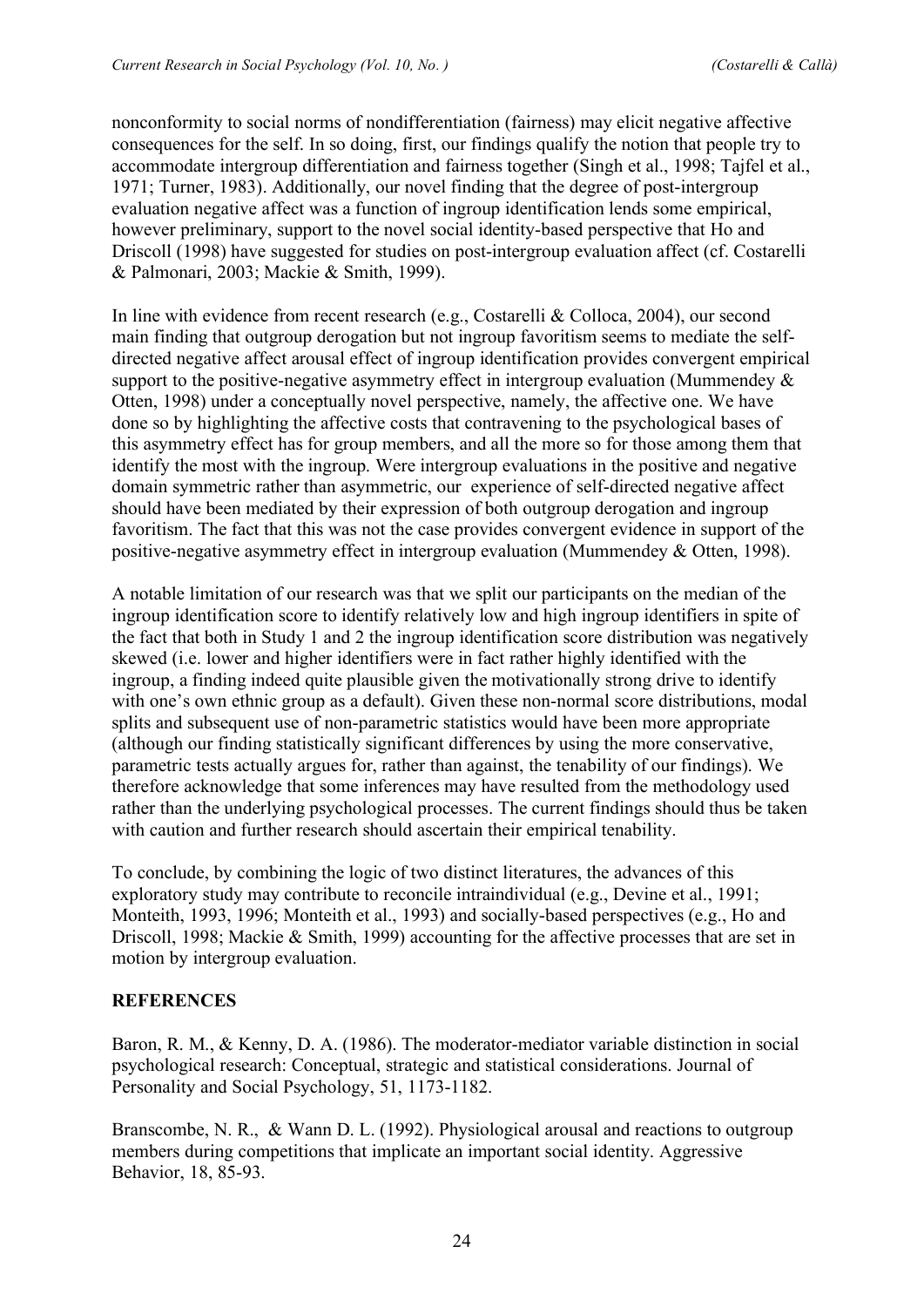nonconformity to social norms of nondifferentiation (fairness) may elicit negative affective consequences for the self. In so doing, first, our findings qualify the notion that people try to accommodate intergroup differentiation and fairness together (Singh et al., 1998; Tajfel et al., 1971; Turner, 1983). Additionally, our novel finding that the degree of post-intergroup evaluation negative affect was a function of ingroup identification lends some empirical, however preliminary, support to the novel social identity-based perspective that Ho and Driscoll (1998) have suggested for studies on post-intergroup evaluation affect (cf. Costarelli & Palmonari, 2003; Mackie & Smith, 1999).

In line with evidence from recent research (e.g., Costarelli & Colloca, 2004), our second main finding that outgroup derogation but not ingroup favoritism seems to mediate the self-directed negative affect arousal effect of ingroup identification provides convergent empirical support to the positive-negative asymmetry effect in intergroup evaluation (Mummendey & Otten, 1998) under a conceptually novel perspective, namely, the affective one. We have done so by highlighting the affective costs that contravening to the psychological bases of this asymmetry effect has for group members, and all the more so for those among them that identify the most with the ingroup. Were intergroup evaluations in the positive and negative domain symmetric rather than asymmetric, our experience of self-directed negative affect should have been mediated by their expression of both outgroup derogation and ingroup favoritism. The fact that this was not the case provides convergent evidence in support of the positive-negative asymmetry effect in intergroup evaluation (Mummendey & Otten, 1998).

A notable limitation of our research was that we split our participants on the median of the ingroup identification score to identify relatively low and high ingroup identifiers in spite of the fact that both in Study 1 and 2 the ingroup identification score distribution was negatively skewed (i.e. lower and higher identifiers were in fact rather highly identified with the ingroup, a finding indeed quite plausible given the motivationally strong drive to identify with one's own ethnic group as a default). Given these non-normal score distributions, modal splits and subsequent use of non-parametric statistics would have been more appropriate (although our finding statistically significant differences by using the more conservative, parametric tests actually argues for, rather than against, the tenability of our findings). We therefore acknowledge that some inferences may have resulted from the methodology used rather than the underlying psychological processes. The current findings should thus be taken with caution and further research should ascertain their empirical tenability.

To conclude, by combining the logic of two distinct literatures, the advances of this exploratory study may contribute to reconcile intraindividual (e.g., Devine et al., 1991; Monteith, 1993, 1996; Monteith et al., 1993) and socially-based perspectives (e.g., Ho and Driscoll, 1998; Mackie & Smith, 1999) accounting for the affective processes that are set in motion by intergroup evaluation.

## REFERENCES

Baron, R. M., & Kenny, D. A. (1986). The moderator-mediator variable distinction in social psychological research: Conceptual, strategic and statistical considerations. Journal of Personality and Social Psychology, 51, 1173-1182.

Branscombe, N. R., & Wann D. L. (1992). Physiological arousal and reactions to outgroup members during competitions that implicate an important social identity. Aggressive Behavior, 18, 85-93.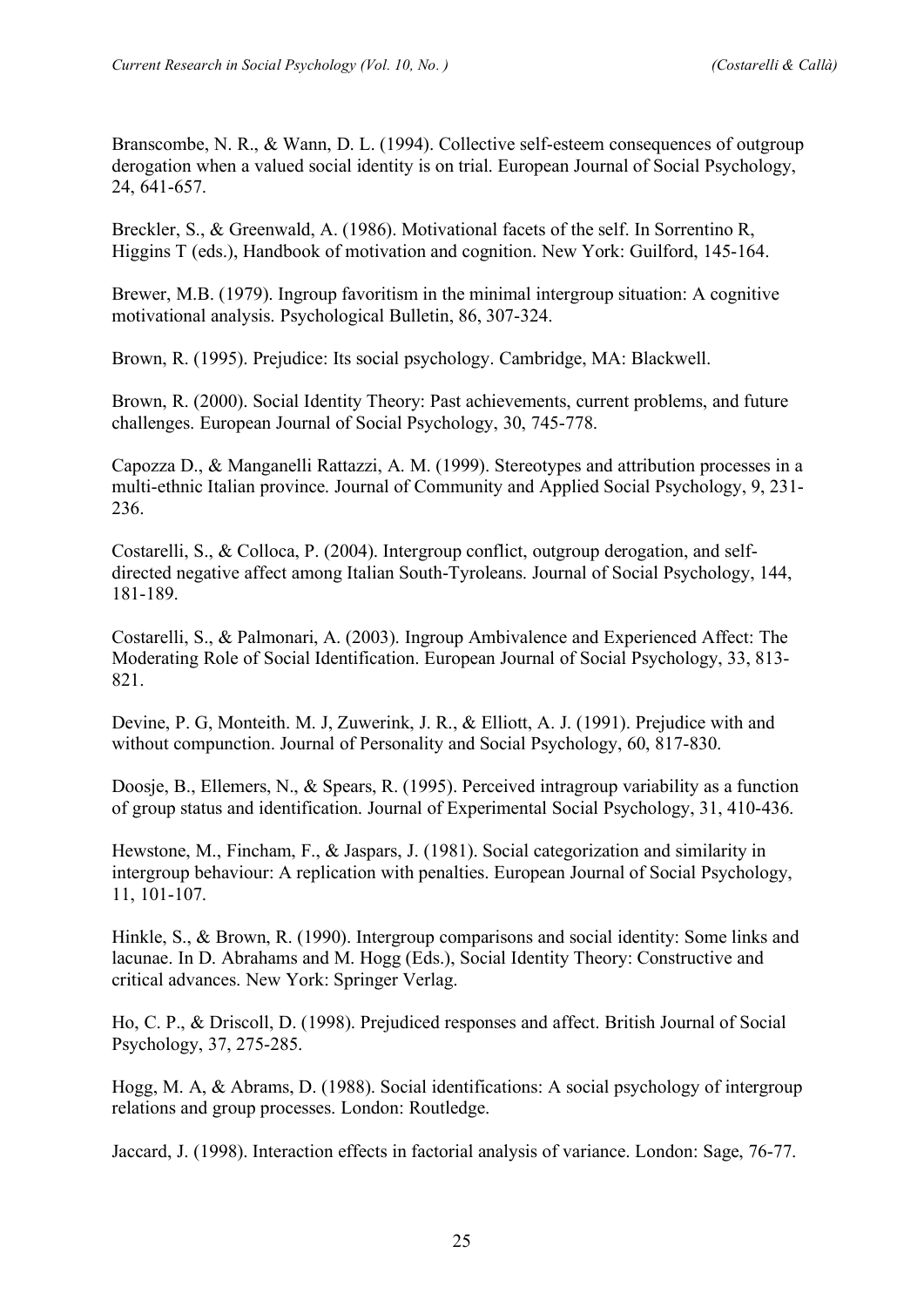Branscombe, N. R., & Wann, D. L. (1994). Collective self-esteem consequences of outgroup derogation when a valued social identity is on trial. European Journal of Social Psychology, 24, 641-657.

Breckler, S., & Greenwald, A. (1986). Motivational facets of the self. In Sorrentino R, Higgins T (eds.), Handbook of motivation and cognition. New York: Guilford, 145-164.

Brewer, M.B. (1979). Ingroup favoritism in the minimal intergroup situation: A cognitive motivational analysis. Psychological Bulletin, 86, 307-324.

Brown, R. (1995). Prejudice: Its social psychology. Cambridge, MA: Blackwell.

Brown, R. (2000). Social Identity Theory: Past achievements, current problems, and future challenges. European Journal of Social Psychology, 30, 745-778.

Capozza D., & Manganelli Rattazzi, A. M. (1999). Stereotypes and attribution processes in a multi-ethnic Italian province. Journal of Community and Applied Social Psychology, 9, 231-236.

Costarelli, S., & Colloca, P. (2004). Intergroup conflict, outgroup derogation, and self-directed negative affect among Italian South-Tyroleans. Journal of Social Psychology, 144, 181-189.

Costarelli, S., & Palmonari, A. (2003). Ingroup Ambivalence and Experienced Affect: The Moderating Role of Social Identification. European Journal of Social Psychology, 33, 813-821.

Devine, P. G, Monteith. M. J, Zuwerink, J. R., & Elliott, A. J. (1991). Prejudice with and without compunction. Journal of Personality and Social Psychology, 60, 817-830.

Doosje, B., Ellemers, N., & Spears, R. (1995). Perceived intragroup variability as a function of group status and identification. Journal of Experimental Social Psychology, 31, 410-436.

Hewstone, M., Fincham, F., & Jaspars, J. (1981). Social categorization and similarity in intergroup behaviour: A replication with penalties. European Journal of Social Psychology, 11, 101-107.

Hinkle, S., & Brown, R. (1990). Intergroup comparisons and social identity: Some links and lacunae. In D. Abrahams and M. Hogg (Eds.), Social Identity Theory: Constructive and critical advances. New York: Springer Verlag.

Ho, C. P., & Driscoll, D. (1998). Prejudiced responses and affect. British Journal of Social Psychology, 37, 275-285.

Hogg, M. A, & Abrams, D. (1988). Social identifications: A social psychology of intergroup relations and group processes. London: Routledge.

Jaccard, J. (1998). Interaction effects in factorial analysis of variance. London: Sage, 76-77.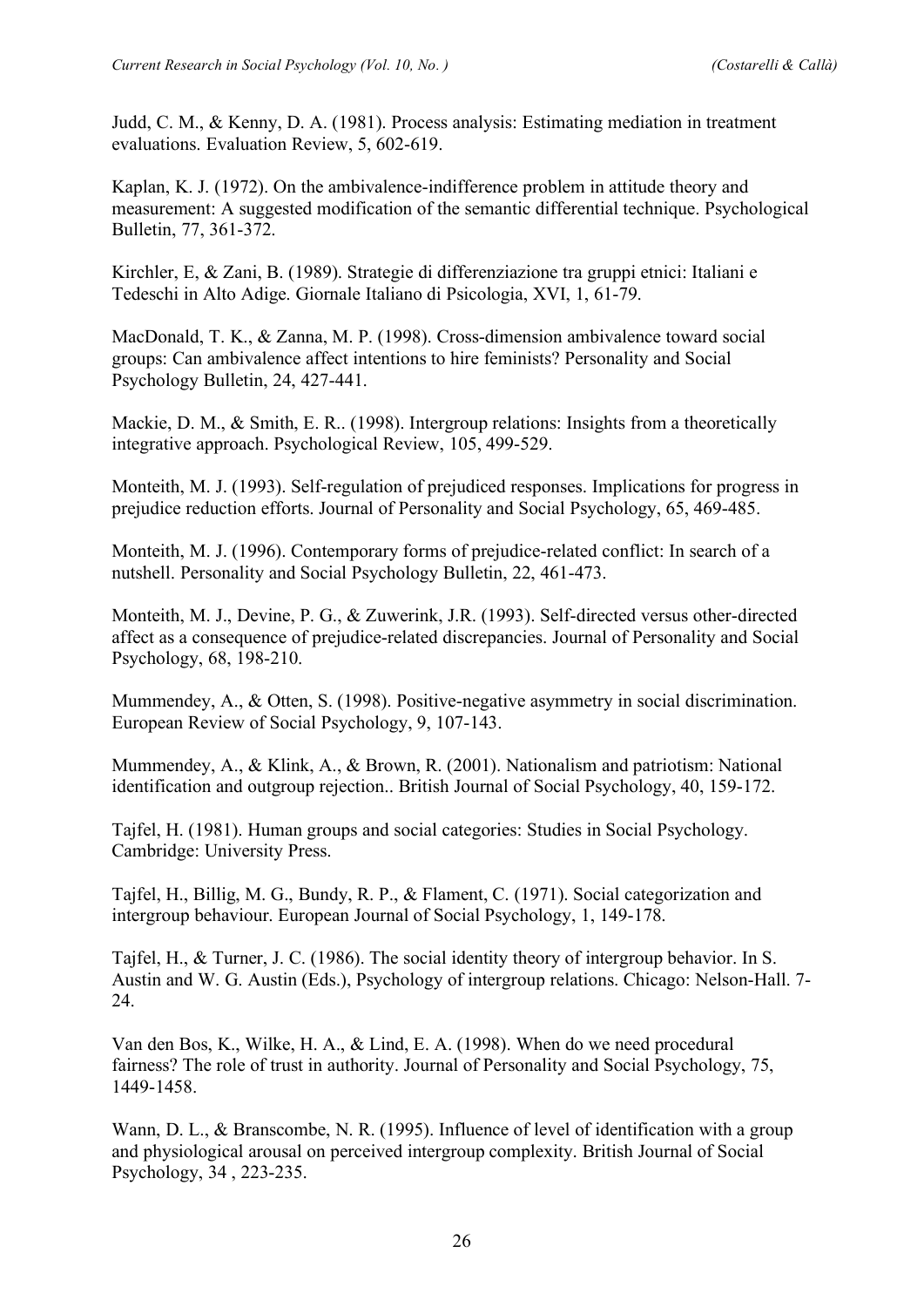Judd, C. M., & Kenny, D. A. (1981). Process analysis: Estimating mediation in treatment evaluations. Evaluation Review, 5, 602-619.

Kaplan, K. J. (1972). On the ambivalence-indifference problem in attitude theory and measurement: A suggested modification of the semantic differential technique. Psychological Bulletin, 77, 361-372.

Kirchler, E, & Zani, B. (1989). Strategie di differenziazione tra gruppi etnici: Italiani e Tedeschi in Alto Adige. Giornale Italiano di Psicologia, XVI, 1, 61-79.

MacDonald, T. K., & Zanna, M. P. (1998). Cross-dimension ambivalence toward social groups: Can ambivalence affect intentions to hire feminists? Personality and Social Psychology Bulletin, 24, 427-441.

Mackie, D. M., & Smith, E. R.. (1998). Intergroup relations: Insights from a theoretically integrative approach. Psychological Review, 105, 499-529.

Monteith, M. J. (1993). Self-regulation of prejudiced responses. Implications for progress in prejudice reduction efforts. Journal of Personality and Social Psychology, 65, 469-485.

Monteith, M. J. (1996). Contemporary forms of prejudice-related conflict: In search of a nutshell. Personality and Social Psychology Bulletin, 22, 461-473.

Monteith, M. J., Devine, P. G., & Zuwerink, J.R. (1993). Self-directed versus other-directed affect as a consequence of prejudice-related discrepancies. Journal of Personality and Social Psychology, 68, 198-210.

Mummendey, A., & Otten, S. (1998). Positive-negative asymmetry in social discrimination. European Review of Social Psychology, 9, 107-143.

Mummendey, A., & Klink, A., & Brown, R. (2001). Nationalism and patriotism: National identification and outgroup rejection.. British Journal of Social Psychology, 40, 159-172.

Tajfel, H. (1981). Human groups and social categories: Studies in Social Psychology. Cambridge: University Press.

Tajfel, H., Billig, M. G., Bundy, R. P., & Flament, C. (1971). Social categorization and intergroup behaviour. European Journal of Social Psychology, 1, 149-178.

Tajfel, H., & Turner, J. C. (1986). The social identity theory of intergroup behavior. In S. Austin and W. G. Austin (Eds.), Psychology of intergroup relations. Chicago: Nelson-Hall. 7-24.

Van den Bos, K., Wilke, H. A., & Lind, E. A. (1998). When do we need procedural fairness? The role of trust in authority. Journal of Personality and Social Psychology, 75, 1449-1458.

Wann, D. L., & Branscombe, N. R. (1995). Influence of level of identification with a group and physiological arousal on perceived intergroup complexity. British Journal of Social Psychology, 34 , 223-235.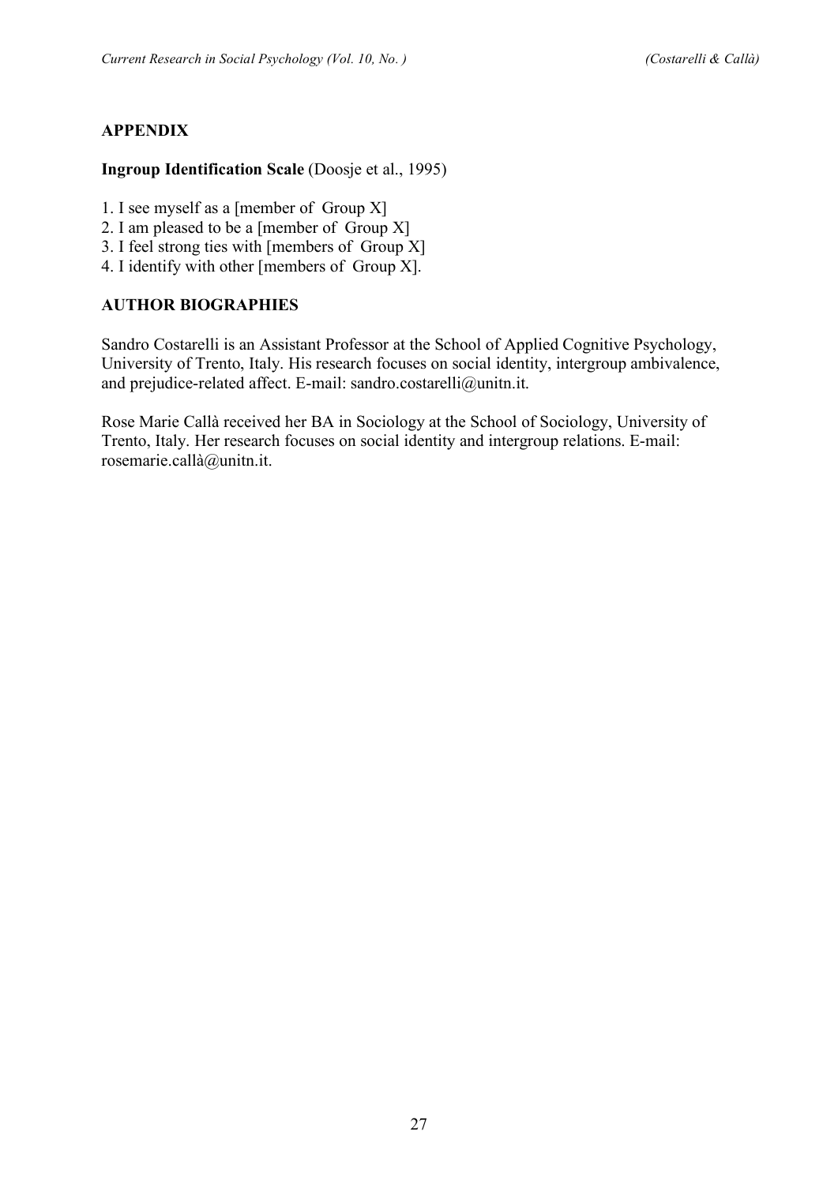## APPENDIX

**Ingroup Identification Scale** (Doosje et al., 1995)

1. I see myself as a [member of Group X]
2. I am pleased to be a [member of Group X]
3. I feel strong ties with [members of Group X]
4. I identify with other [members of Group X].

## AUTHOR BIOGRAPHIES

Sandro Costarelli is an Assistant Professor at the School of Applied Cognitive Psychology, University of Trento, Italy. His research focuses on social identity, intergroup ambivalence, and prejudice-related affect. E-mail: sandro.costarelli@unitn.it.

Rose Marie Callà received her BA in Sociology at the School of Sociology, University of Trento, Italy. Her research focuses on social identity and intergroup relations. E-mail: rosemarie.callà@unitn.it.